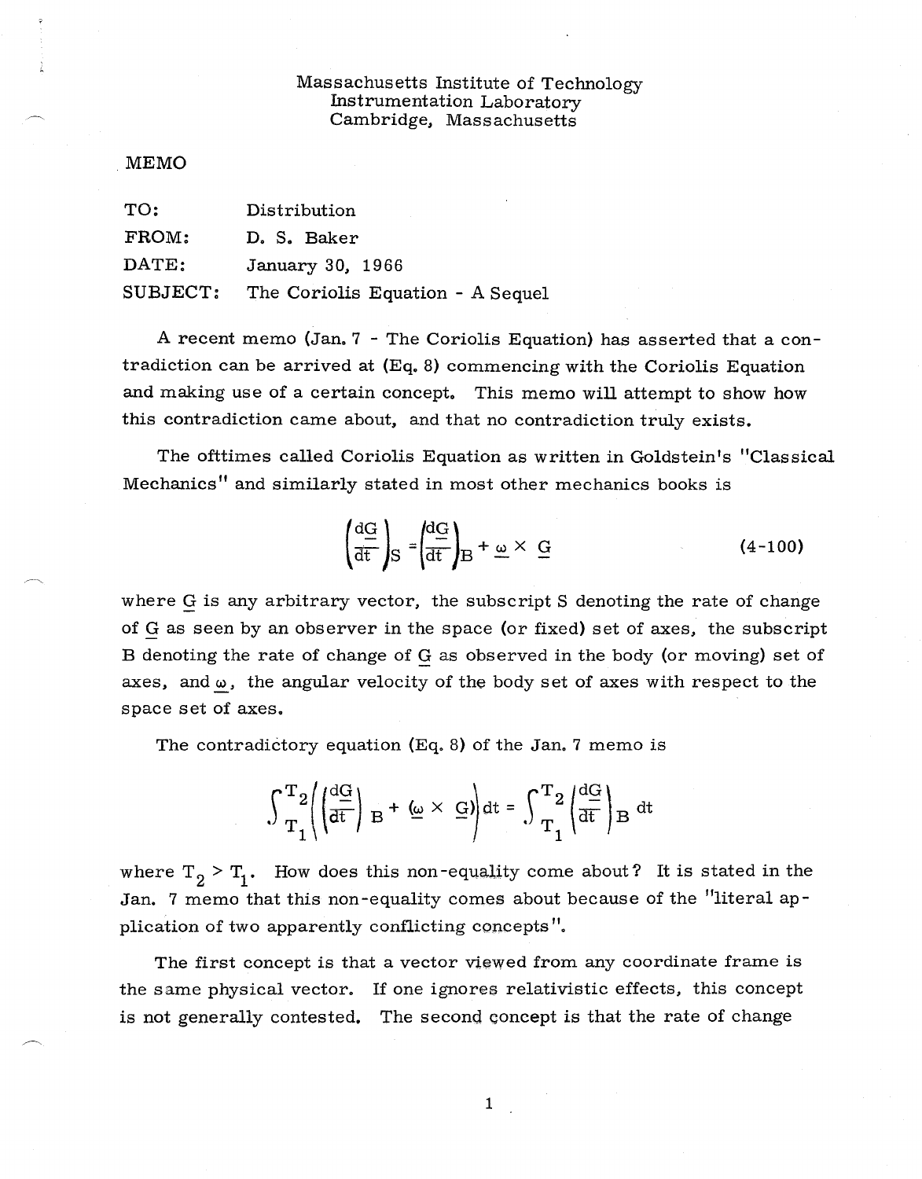Massachusetts Institute of Technology
Instrumentation Laboratory
Cambridge, Massachusetts

MEMO

| | |
|---|---|
| TO: | Distribution |
| FROM: | D. S. Baker |
| DATE: | January 30, 1966 |
| SUBJECT: | The Coriolis Equation - A Sequel |

A recent memo (Jan. 7 - The Coriolis Equation) has asserted that a contradiction can be arrived at (Eq. 8) commencing with the Coriolis Equation and making use of a certain concept. This memo will attempt to show how this contradiction came about, and that no contradiction truly exists.

The ofttimes called Coriolis Equation as written in Goldstein's "Classical Mechanics" and similarly stated in most other mechanics books is

$$\left(\frac{d\underline{G}}{dt}\right)_S = \left(\frac{d\underline{G}}{dt}\right)_B + \underline{\omega} \times \underline{G} \tag{4-100}$$

where $\underline{G}$ is any arbitrary vector, the subscript S denoting the rate of change of $\underline{G}$ as seen by an observer in the space (or fixed) set of axes, the subscript B denoting the rate of change of $\underline{G}$ as observed in the body (or moving) set of axes, and $\underline{\omega}$, the angular velocity of the body set of axes with respect to the space set of axes.

The contradictory equation (Eq. 8) of the Jan. 7 memo is

$$\int_{T_1}^{T_2} \left( \left(\frac{d\underline{G}}{dt}\right)_B + (\underline{\omega} \times \underline{G}) \right) dt = \int_{T_1}^{T_2} \left(\frac{d\underline{G}}{dt}\right)_B dt$$

where $T_2 > T_1$. How does this non-equality come about? It is stated in the Jan. 7 memo that this non-equality comes about because of the "literal application of two apparently conflicting concepts".

The first concept is that a vector viewed from any coordinate frame is the same physical vector. If one ignores relativistic effects, this concept is not generally contested. The second concept is that the rate of change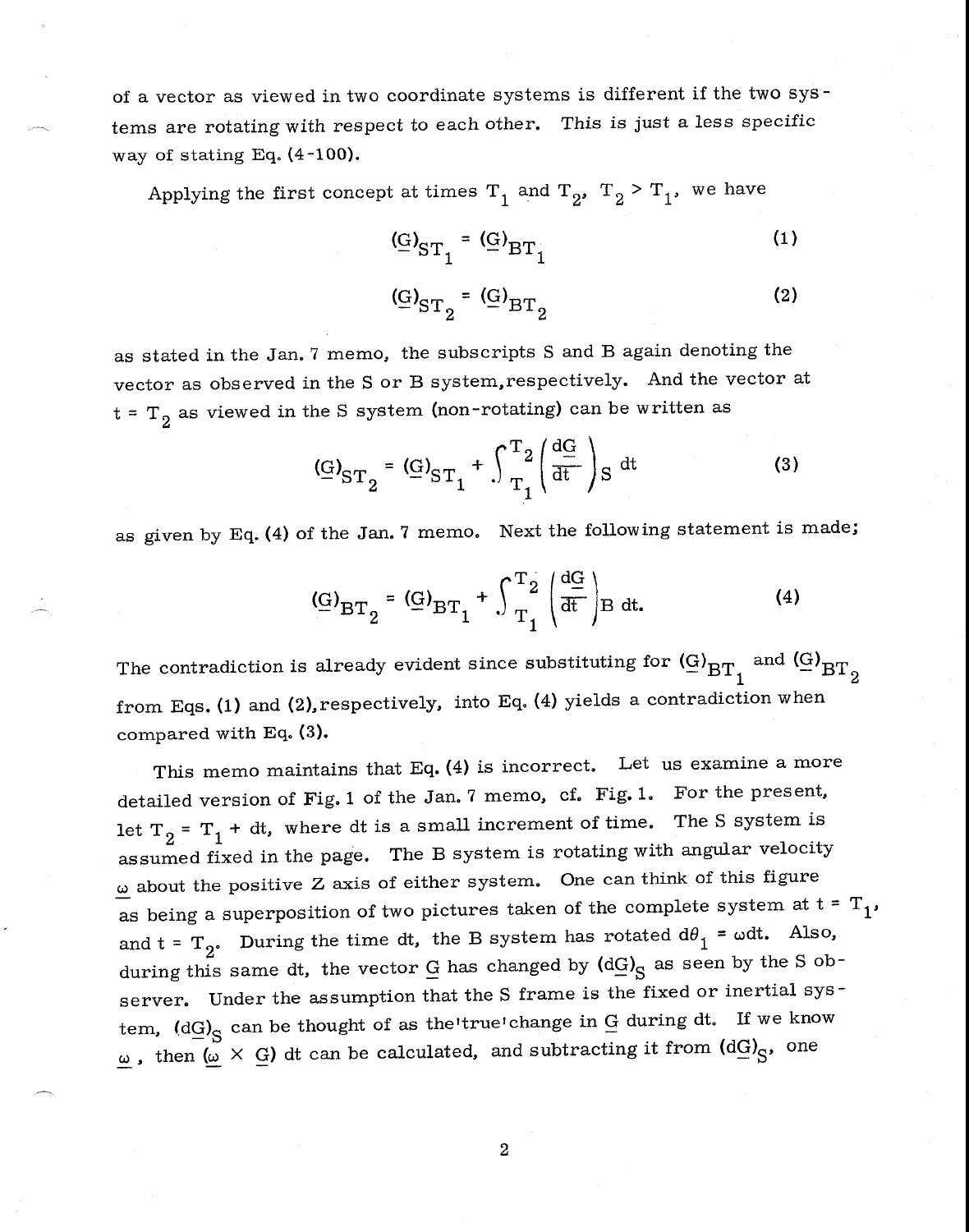of a vector as viewed in two coordinate systems is different if the two systems are rotating with respect to each other. This is just a less specific way of stating Eq. (4-100).

Applying the first concept at times $T_1$ and $T_2$, $T_2 > T_1$, we have

$$(\underline{G})_{ST_1} = (\underline{G})_{BT_1} \tag{1}$$

$$(\underline{G})_{ST_2} = (\underline{G})_{BT_2} \tag{2}$$

as stated in the Jan. 7 memo, the subscripts S and B again denoting the vector as observed in the S or B system, respectively. And the vector at $t = T_2$ as viewed in the S system (non-rotating) can be written as

$$(\underline{G})_{ST_2} = (\underline{G})_{ST_1} + \int_{T_1}^{T_2} \left(\frac{d\underline{G}}{dt}\right)_S dt \tag{3}$$

as given by Eq. (4) of the Jan. 7 memo. Next the following statement is made;

$$(\underline{G})_{BT_2} = (\underline{G})_{BT_1} + \int_{T_1}^{T_2} \left(\frac{d\underline{G}}{dt}\right)_B dt. \tag{4}$$

The contradiction is already evident since substituting for $(\underline{G})_{BT_1}$ and $(\underline{G})_{BT_2}$ from Eqs. (1) and (2), respectively, into Eq. (4) yields a contradiction when compared with Eq. (3).

This memo maintains that Eq. (4) is incorrect. Let us examine a more detailed version of Fig. 1 of the Jan. 7 memo, cf. Fig. 1. For the present, let $T_2 = T_1 + dt$, where dt is a small increment of time. The S system is assumed fixed in the page. The B system is rotating with angular velocity $\underline{\omega}$ about the positive Z axis of either system. One can think of this figure as being a superposition of two pictures taken of the complete system at $t = T_1$, and $t = T_2$. During the time dt, the B system has rotated $d\theta_1 = \omega dt$. Also, during this same dt, the vector $\underline{G}$ has changed by $(d\underline{G})_S$ as seen by the S observer. Under the assumption that the S frame is the fixed or inertial system, $(d\underline{G})_S$ can be thought of as the 'true' change in $\underline{G}$ during dt. If we know $\underline{\omega}$, then $(\underline{\omega} \times \underline{G})\, dt$ can be calculated, and subtracting it from $(d\underline{G})_S$, one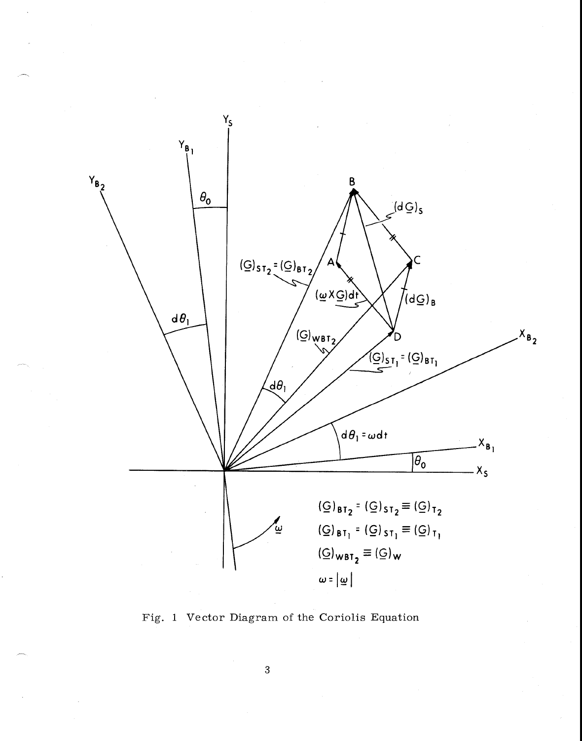$$(\underline{G})_{BT_2} = (\underline{G})_{ST_2} \equiv (\underline{G})_{T_2}$$

$$(\underline{G})_{BT_1} = (\underline{G})_{ST_1} \equiv (\underline{G})_{T_1}$$

$$(\underline{G})_{WBT_2} \equiv (\underline{G})_W$$

$$\omega = |\underline{\omega}|$$

Fig. 1 Vector Diagram of the Coriolis Equation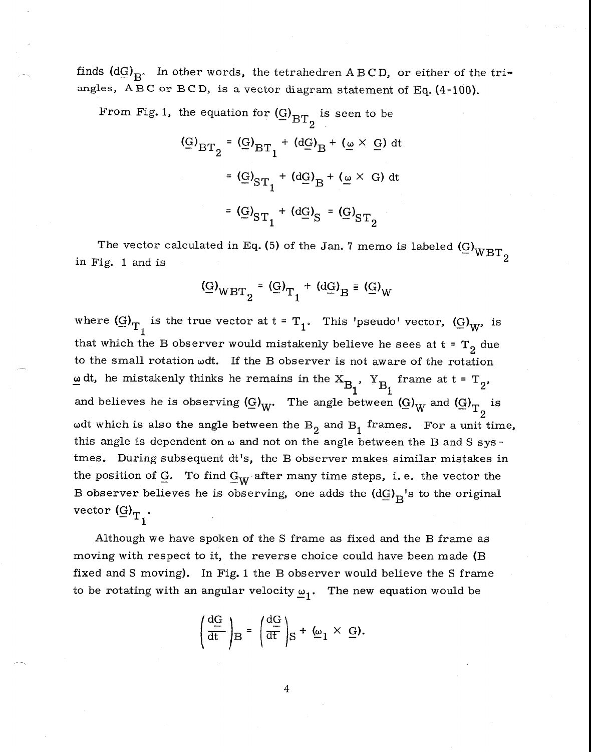finds $(d\underline{G})_B$. In other words, the tetrahedren A B C D, or either of the triangles, A B C or B C D, is a vector diagram statement of Eq. (4-100).

From Fig. 1, the equation for $(\underline{G})_{BT_2}$ is seen to be

$$(\underline{G})_{BT_2} = (\underline{G})_{BT_1} + (d\underline{G})_B + (\underline{\omega} \times \underline{G})\, dt$$

$$= (\underline{G})_{ST_1} + (d\underline{G})_B + (\underline{\omega} \times G)\, dt$$

$$= (\underline{G})_{ST_1} + (d\underline{G})_S = (\underline{G})_{ST_2}$$

The vector calculated in Eq. (5) of the Jan. 7 memo is labeled $(\underline{G})_{WBT_2}$ in Fig. 1 and is

$$(\underline{G})_{WBT_2} = (\underline{G})_{T_1} + (d\underline{G})_B \equiv (\underline{G})_W$$

where $(\underline{G})_{T_1}$ is the true vector at t = $T_1$. This 'pseudo' vector, $(\underline{G})_W$, is that which the B observer would mistakenly believe he sees at t = $T_2$ due to the small rotation $\omega dt$. If the B observer is not aware of the rotation $\underline{\omega}\, dt$, he mistakenly thinks he remains in the $X_{B_1}$, $Y_{B_1}$ frame at t = $T_2$, and believes he is observing $(\underline{G})_W$. The angle between $(\underline{G})_W$ and $(\underline{G})_{T_2}$ is $\omega dt$ which is also the angle between the $B_2$ and $B_1$ frames. For a unit time, this angle is dependent on $\omega$ and not on the angle between the B and S systmes. During subsequent dt's, the B observer makes similar mistakes in the position of $\underline{G}$. To find $\underline{G}_W$ after many time steps, i. e. the vector the B observer believes he is observing, one adds the $(d\underline{G})_B$'s to the original vector $(\underline{G})_{T_1}$.

Although we have spoken of the S frame as fixed and the B frame as moving with respect to it, the reverse choice could have been made (B fixed and S moving). In Fig. 1 the B observer would believe the S frame to be rotating with an angular velocity $\underline{\omega}_1$. The new equation would be

$$\left(\frac{dG}{dt}\right)_B = \left(\frac{dG}{dt}\right)_S + (\underline{\omega}_1 \times \underline{G}).$$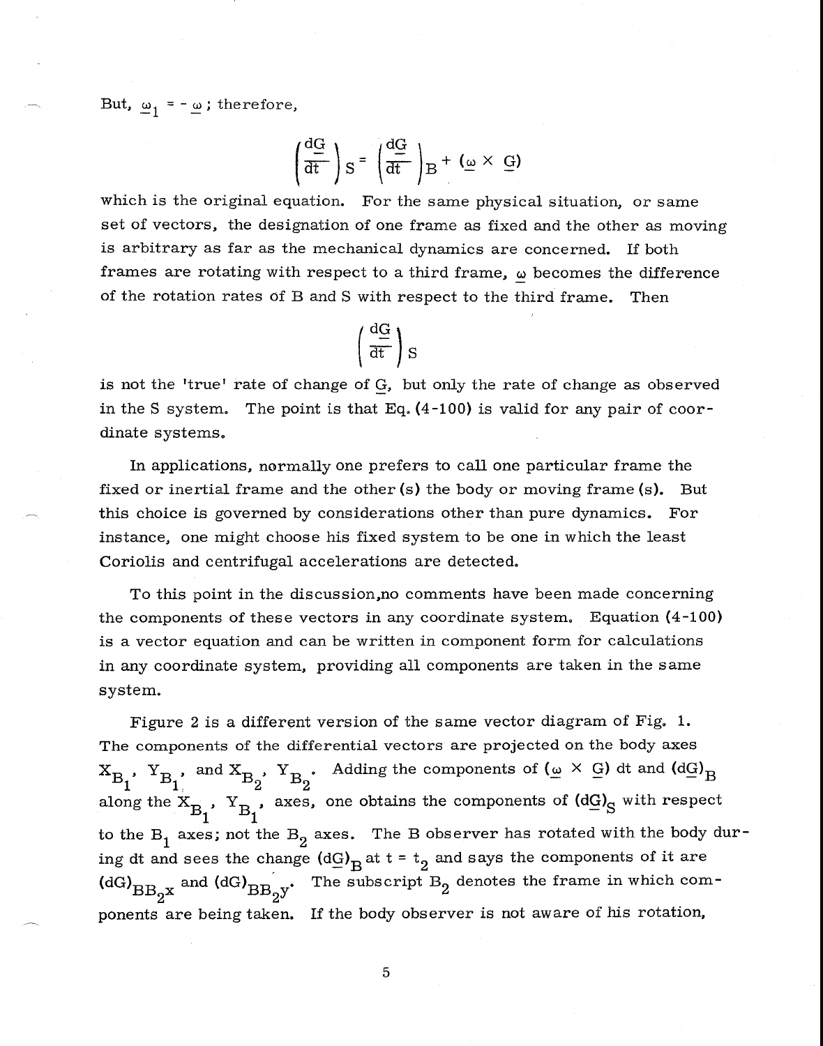But, $\underline{\omega}_1 = -\underline{\omega}$; therefore,

$$\left(\frac{d\underline{G}}{dt}\right)_S = \left(\frac{d\underline{G}}{dt}\right)_B + (\underline{\omega} \times \underline{G})$$

which is the original equation. For the same physical situation, or same set of vectors, the designation of one frame as fixed and the other as moving is arbitrary as far as the mechanical dynamics are concerned. If both frames are rotating with respect to a third frame, $\omega$ becomes the difference of the rotation rates of B and S with respect to the third frame. Then

$$\left(\frac{d\underline{G}}{dt}\right)_S$$

is not the 'true' rate of change of $\underline{G}$, but only the rate of change as observed in the S system. The point is that Eq. (4-100) is valid for any pair of coordinate systems.

In applications, normally one prefers to call one particular frame the fixed or inertial frame and the other (s) the body or moving frame (s). But this choice is governed by considerations other than pure dynamics. For instance, one might choose his fixed system to be one in which the least Coriolis and centrifugal accelerations are detected.

To this point in the discussion,no comments have been made concerning the components of these vectors in any coordinate system. Equation (4-100) is a vector equation and can be written in component form for calculations in any coordinate system, providing all components are taken in the same system.

Figure 2 is a different version of the same vector diagram of Fig. 1. The components of the differential vectors are projected on the body axes $X_{B_1}$, $Y_{B_1}$, and $X_{B_2}$, $Y_{B_2}$. Adding the components of $(\underline{\omega} \times \underline{G})\,dt$ and $(d\underline{G})_B$ along the $X_{B_1}$, $Y_{B_1}$, axes, one obtains the components of $(d\underline{G})_S$ with respect to the $B_1$ axes; not the $B_2$ axes. The B observer has rotated with the body during dt and sees the change $(d\underline{G})_B$ at $t = t_2$ and says the components of it are $(dG)_{BB_2x}$ and $(dG)_{BB_2y}$. The subscript $B_2$ denotes the frame in which components are being taken. If the body observer is not aware of his rotation,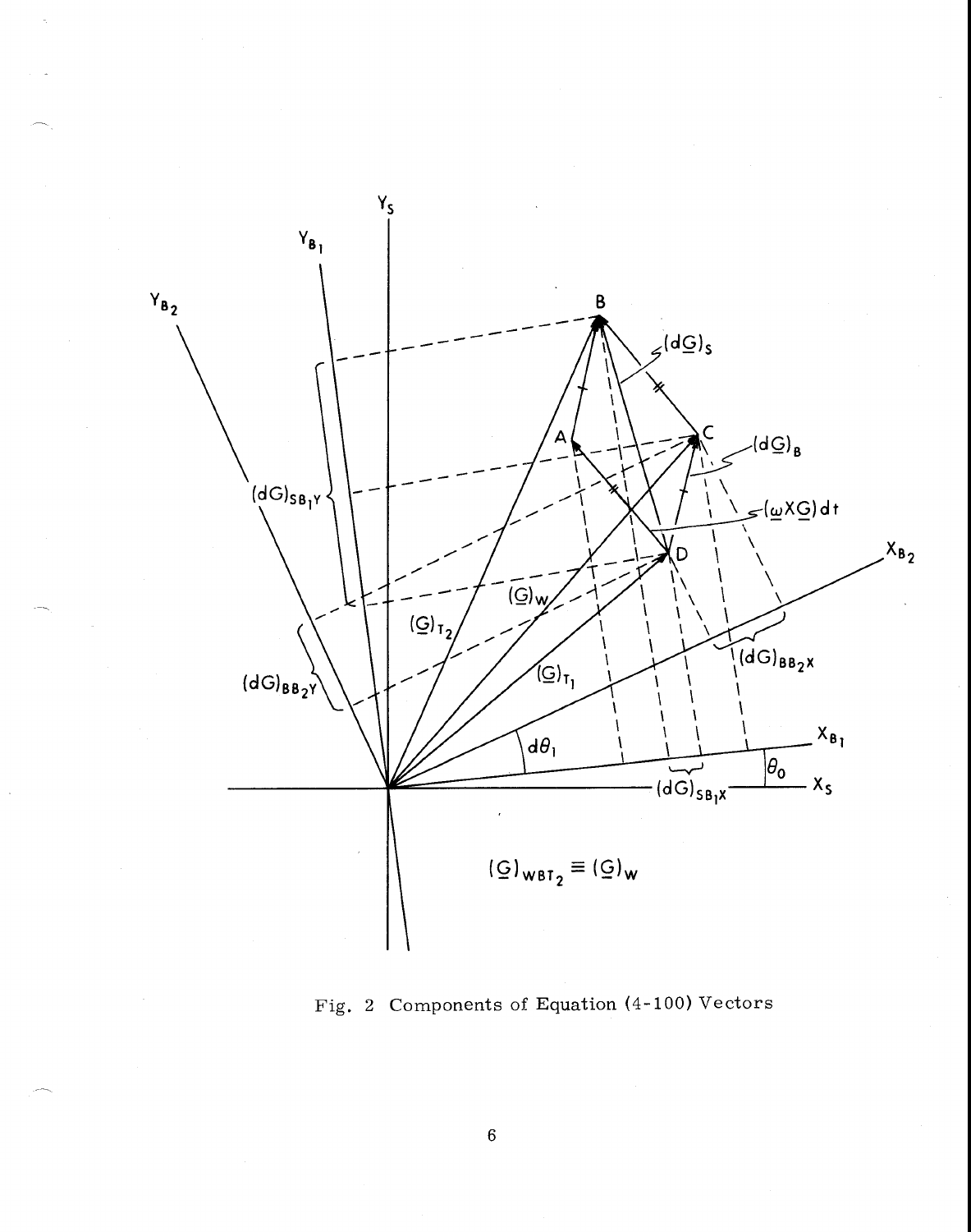$(\underline{G})_{WBT_2} \equiv (\underline{G})_W$

Fig. 2 Components of Equation (4-100) Vectors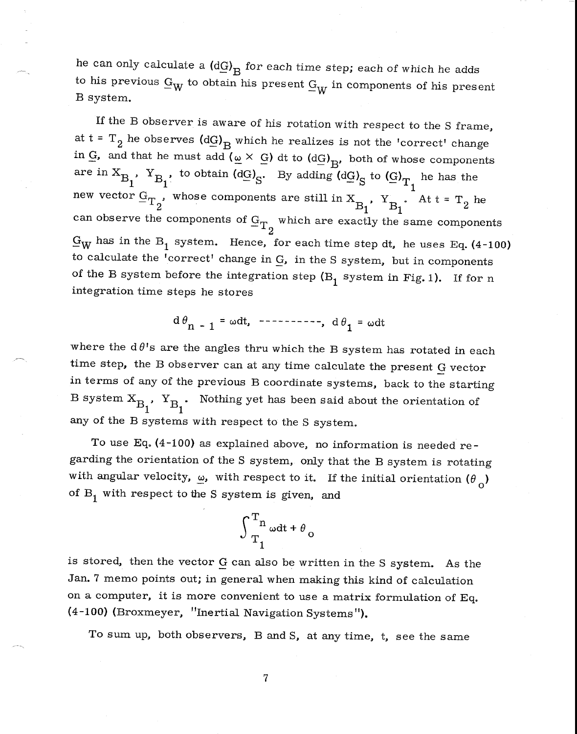he can only calculate a $(d\underline{G})_B$ for each time step; each of which he adds to his previous $\underline{G}_W$ to obtain his present $\underline{G}_W$ in components of his present B system.

If the B observer is aware of his rotation with respect to the S frame, at t = $T_2$ he observes $(d\underline{G})_B$ which he realizes is not the 'correct' change in $\underline{G}$, and that he must add $(\underline{\omega} \times \underline{G})\,dt$ to $(d\underline{G})_B$, both of whose components are in $X_{B_1}$, $Y_{B_1}$, to obtain $(d\underline{G})_S$. By adding $(d\underline{G})_S$ to $(\underline{G})_{T_1}$ he has the new vector $\underline{G}_{T_2}$, whose components are still in $X_{B_1}$, $Y_{B_1}$. At t = $T_2$ he can observe the components of $\underline{G}_{T_2}$ which are exactly the same components $\underline{G}_W$ has in the $B_1$ system. Hence, for each time step dt, he uses Eq. (4-100) to calculate the 'correct' change in $\underline{G}$, in the S system, but in components of the B system before the integration step ($B_1$ system in Fig. 1). If for n integration time steps he stores

$$d\theta_{n-1} = \omega dt, \quad ----------, \quad d\theta_1 = \omega dt$$

where the $d\theta$'s are the angles thru which the B system has rotated in each time step, the B observer can at any time calculate the present $\underline{G}$ vector in terms of any of the previous B coordinate systems, back to the starting B system $X_{B_1}$, $Y_{B_1}$. Nothing yet has been said about the orientation of any of the B systems with respect to the S system.

To use Eq. (4-100) as explained above, no information is needed regarding the orientation of the S system, only that the B system is rotating with angular velocity, $\underline{\omega}$, with respect to it. If the initial orientation $(\theta_o)$ of $B_1$ with respect to the S system is given, and

$$\int_{T_1}^{T_n} \omega dt + \theta_o$$

is stored, then the vector $\underline{G}$ can also be written in the S system. As the Jan. 7 memo points out; in general when making this kind of calculation on a computer, it is more convenient to use a matrix formulation of Eq. (4-100) (Broxmeyer, "Inertial Navigation Systems").

To sum up, both observers, B and S, at any time, t, see the same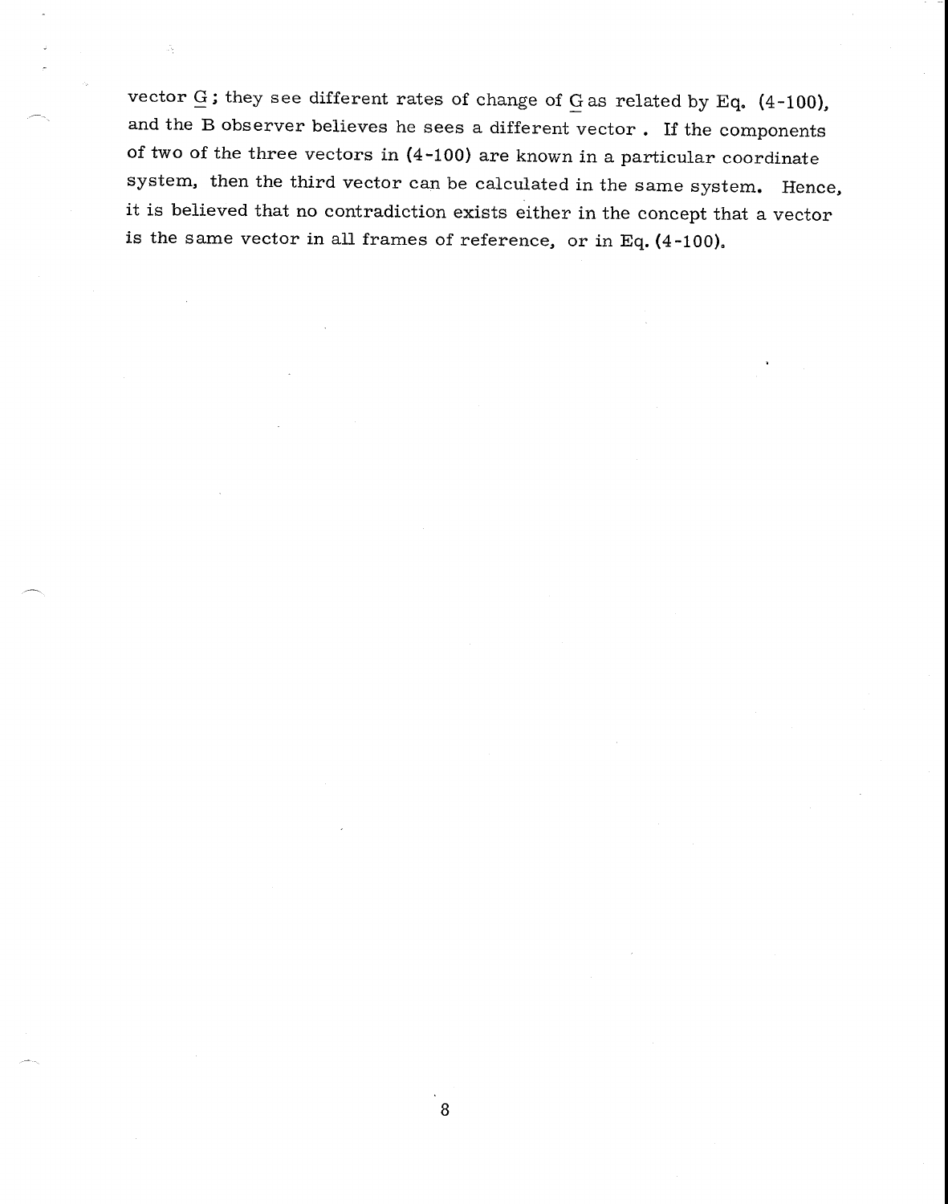vector $\underline{G}$; they see different rates of change of $\underline{G}$ as related by Eq. (4-100), and the B observer believes he sees a different vector. If the components of two of the three vectors in (4-100) are known in a particular coordinate system, then the third vector can be calculated in the same system. Hence, it is believed that no contradiction exists either in the concept that a vector is the same vector in all frames of reference, or in Eq. (4-100).